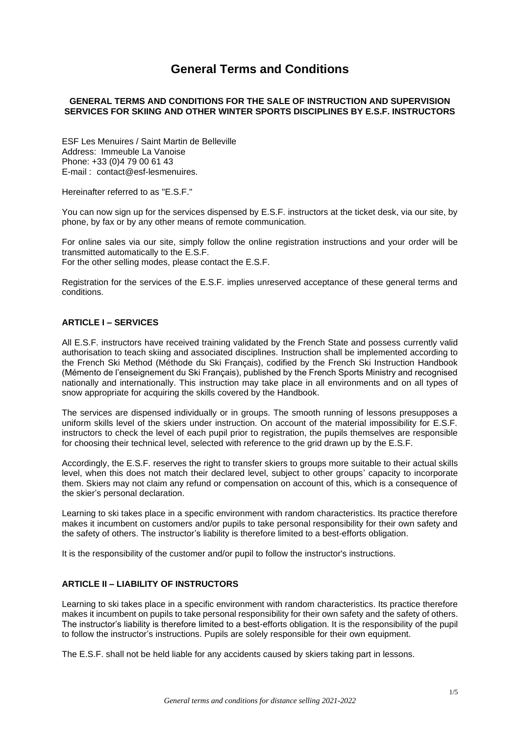# General Terms and Conditions

**GENERAL TERMS AND CONDITIONS FOR THE SALE OF INSTRUCTION AND SUPERVISION SERVICES FOR SKIING AND OTHER WINTER SPORTS DISCIPLINES BY E.S.F. INSTRUCTORS**

ESF Les Menuires / Saint Martin de Belleville
Address: Immeuble La Vanoise
Phone: +33 (0)4 79 00 61 43
E-mail : contact@esf-lesmenuires.

Hereinafter referred to as "E.S.F."

You can now sign up for the services dispensed by E.S.F. instructors at the ticket desk, via our site, by phone, by fax or by any other means of remote communication.

For online sales via our site, simply follow the online registration instructions and your order will be transmitted automatically to the E.S.F.
For the other selling modes, please contact the E.S.F.

Registration for the services of the E.S.F. implies unreserved acceptance of these general terms and conditions.

## ARTICLE I – SERVICES

All E.S.F. instructors have received training validated by the French State and possess currently valid authorisation to teach skiing and associated disciplines. Instruction shall be implemented according to the French Ski Method (Méthode du Ski Français), codified by the French Ski Instruction Handbook (Mémento de l'enseignement du Ski Français), published by the French Sports Ministry and recognised nationally and internationally. This instruction may take place in all environments and on all types of snow appropriate for acquiring the skills covered by the Handbook.

The services are dispensed individually or in groups. The smooth running of lessons presupposes a uniform skills level of the skiers under instruction. On account of the material impossibility for E.S.F. instructors to check the level of each pupil prior to registration, the pupils themselves are responsible for choosing their technical level, selected with reference to the grid drawn up by the E.S.F.

Accordingly, the E.S.F. reserves the right to transfer skiers to groups more suitable to their actual skills level, when this does not match their declared level, subject to other groups' capacity to incorporate them. Skiers may not claim any refund or compensation on account of this, which is a consequence of the skier's personal declaration.

Learning to ski takes place in a specific environment with random characteristics. Its practice therefore makes it incumbent on customers and/or pupils to take personal responsibility for their own safety and the safety of others. The instructor's liability is therefore limited to a best-efforts obligation.

It is the responsibility of the customer and/or pupil to follow the instructor's instructions.

## ARTICLE II – LIABILITY OF INSTRUCTORS

Learning to ski takes place in a specific environment with random characteristics. Its practice therefore makes it incumbent on pupils to take personal responsibility for their own safety and the safety of others. The instructor's liability is therefore limited to a best-efforts obligation. It is the responsibility of the pupil to follow the instructor's instructions. Pupils are solely responsible for their own equipment.

The E.S.F. shall not be held liable for any accidents caused by skiers taking part in lessons.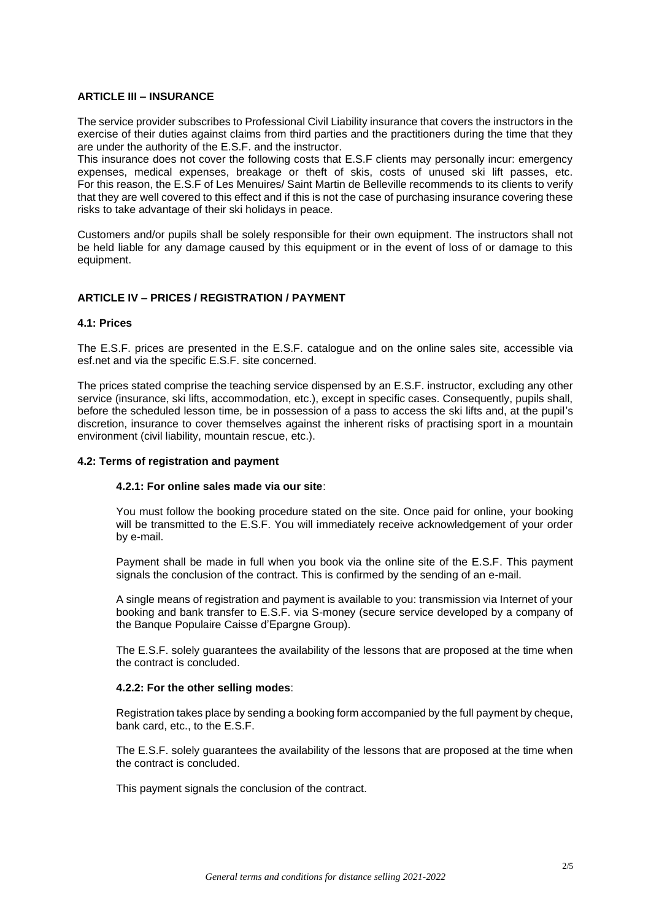## ARTICLE III – INSURANCE

The service provider subscribes to Professional Civil Liability insurance that covers the instructors in the exercise of their duties against claims from third parties and the practitioners during the time that they are under the authority of the E.S.F. and the instructor.
This insurance does not cover the following costs that E.S.F clients may personally incur: emergency expenses, medical expenses, breakage or theft of skis, costs of unused ski lift passes, etc. For this reason, the E.S.F of Les Menuires/ Saint Martin de Belleville recommends to its clients to verify that they are well covered to this effect and if this is not the case of purchasing insurance covering these risks to take advantage of their ski holidays in peace.

Customers and/or pupils shall be solely responsible for their own equipment. The instructors shall not be held liable for any damage caused by this equipment or in the event of loss of or damage to this equipment.

## ARTICLE IV – PRICES / REGISTRATION / PAYMENT

### 4.1: Prices

The E.S.F. prices are presented in the E.S.F. catalogue and on the online sales site, accessible via esf.net and via the specific E.S.F. site concerned.

The prices stated comprise the teaching service dispensed by an E.S.F. instructor, excluding any other service (insurance, ski lifts, accommodation, etc.), except in specific cases. Consequently, pupils shall, before the scheduled lesson time, be in possession of a pass to access the ski lifts and, at the pupil's discretion, insurance to cover themselves against the inherent risks of practising sport in a mountain environment (civil liability, mountain rescue, etc.).

### 4.2: Terms of registration and payment

#### 4.2.1: For online sales made via our site:

You must follow the booking procedure stated on the site. Once paid for online, your booking will be transmitted to the E.S.F. You will immediately receive acknowledgement of your order by e-mail.

Payment shall be made in full when you book via the online site of the E.S.F. This payment signals the conclusion of the contract. This is confirmed by the sending of an e-mail.

A single means of registration and payment is available to you: transmission via Internet of your booking and bank transfer to E.S.F. via S-money (secure service developed by a company of the Banque Populaire Caisse d'Epargne Group).

The E.S.F. solely guarantees the availability of the lessons that are proposed at the time when the contract is concluded.

#### 4.2.2: For the other selling modes:

Registration takes place by sending a booking form accompanied by the full payment by cheque, bank card, etc., to the E.S.F.

The E.S.F. solely guarantees the availability of the lessons that are proposed at the time when the contract is concluded.

This payment signals the conclusion of the contract.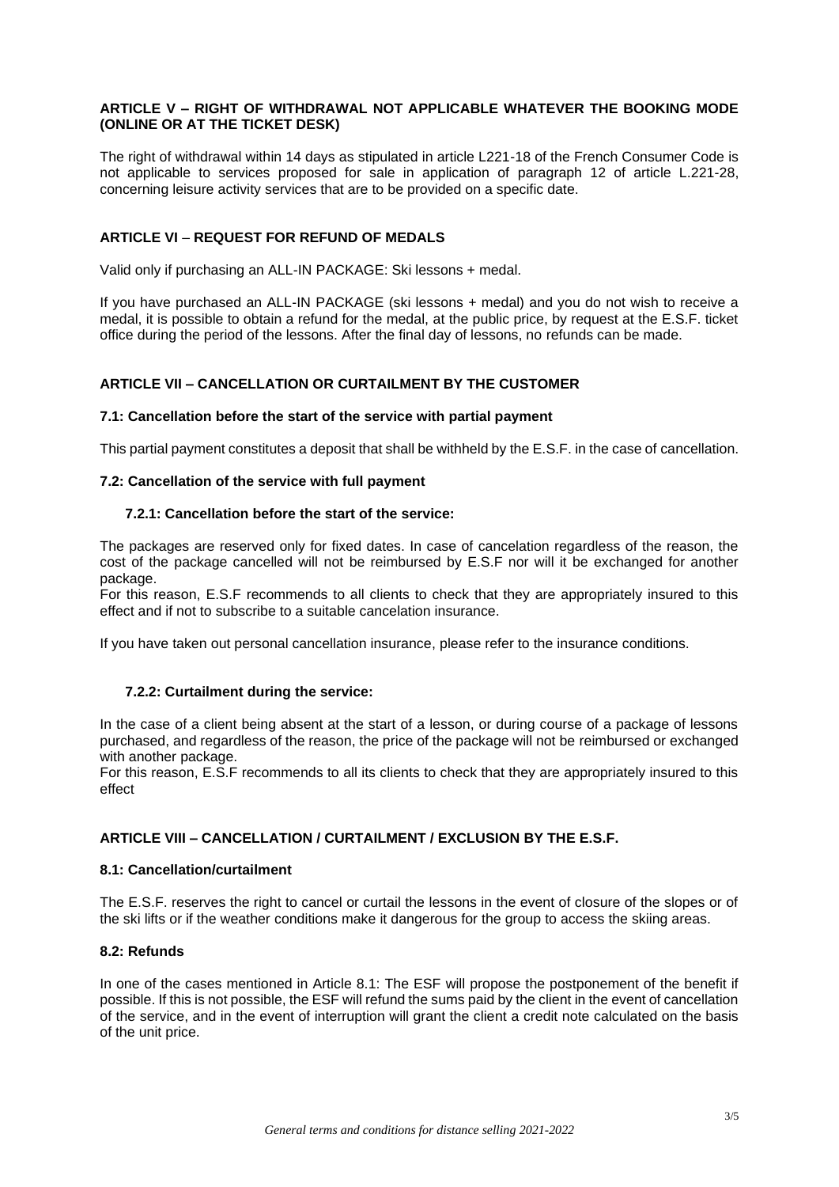## ARTICLE V – RIGHT OF WITHDRAWAL NOT APPLICABLE WHATEVER THE BOOKING MODE (ONLINE OR AT THE TICKET DESK)

The right of withdrawal within 14 days as stipulated in article L221-18 of the French Consumer Code is not applicable to services proposed for sale in application of paragraph 12 of article L.221-28, concerning leisure activity services that are to be provided on a specific date.

## ARTICLE VI – REQUEST FOR REFUND OF MEDALS

Valid only if purchasing an ALL-IN PACKAGE: Ski lessons + medal.

If you have purchased an ALL-IN PACKAGE (ski lessons + medal) and you do not wish to receive a medal, it is possible to obtain a refund for the medal, at the public price, by request at the E.S.F. ticket office during the period of the lessons. After the final day of lessons, no refunds can be made.

## ARTICLE VII – CANCELLATION OR CURTAILMENT BY THE CUSTOMER

### 7.1: Cancellation before the start of the service with partial payment

This partial payment constitutes a deposit that shall be withheld by the E.S.F. in the case of cancellation.

### 7.2: Cancellation of the service with full payment

#### 7.2.1: Cancellation before the start of the service:

The packages are reserved only for fixed dates. In case of cancelation regardless of the reason, the cost of the package cancelled will not be reimbursed by E.S.F nor will it be exchanged for another package.
For this reason, E.S.F recommends to all clients to check that they are appropriately insured to this effect and if not to subscribe to a suitable cancelation insurance.

If you have taken out personal cancellation insurance, please refer to the insurance conditions.

#### 7.2.2: Curtailment during the service:

In the case of a client being absent at the start of a lesson, or during course of a package of lessons purchased, and regardless of the reason, the price of the package will not be reimbursed or exchanged with another package.
For this reason, E.S.F recommends to all its clients to check that they are appropriately insured to this effect

## ARTICLE VIII – CANCELLATION / CURTAILMENT / EXCLUSION BY THE E.S.F.

### 8.1: Cancellation/curtailment

The E.S.F. reserves the right to cancel or curtail the lessons in the event of closure of the slopes or of the ski lifts or if the weather conditions make it dangerous for the group to access the skiing areas.

### 8.2: Refunds

In one of the cases mentioned in Article 8.1: The ESF will propose the postponement of the benefit if possible. If this is not possible, the ESF will refund the sums paid by the client in the event of cancellation of the service, and in the event of interruption will grant the client a credit note calculated on the basis of the unit price.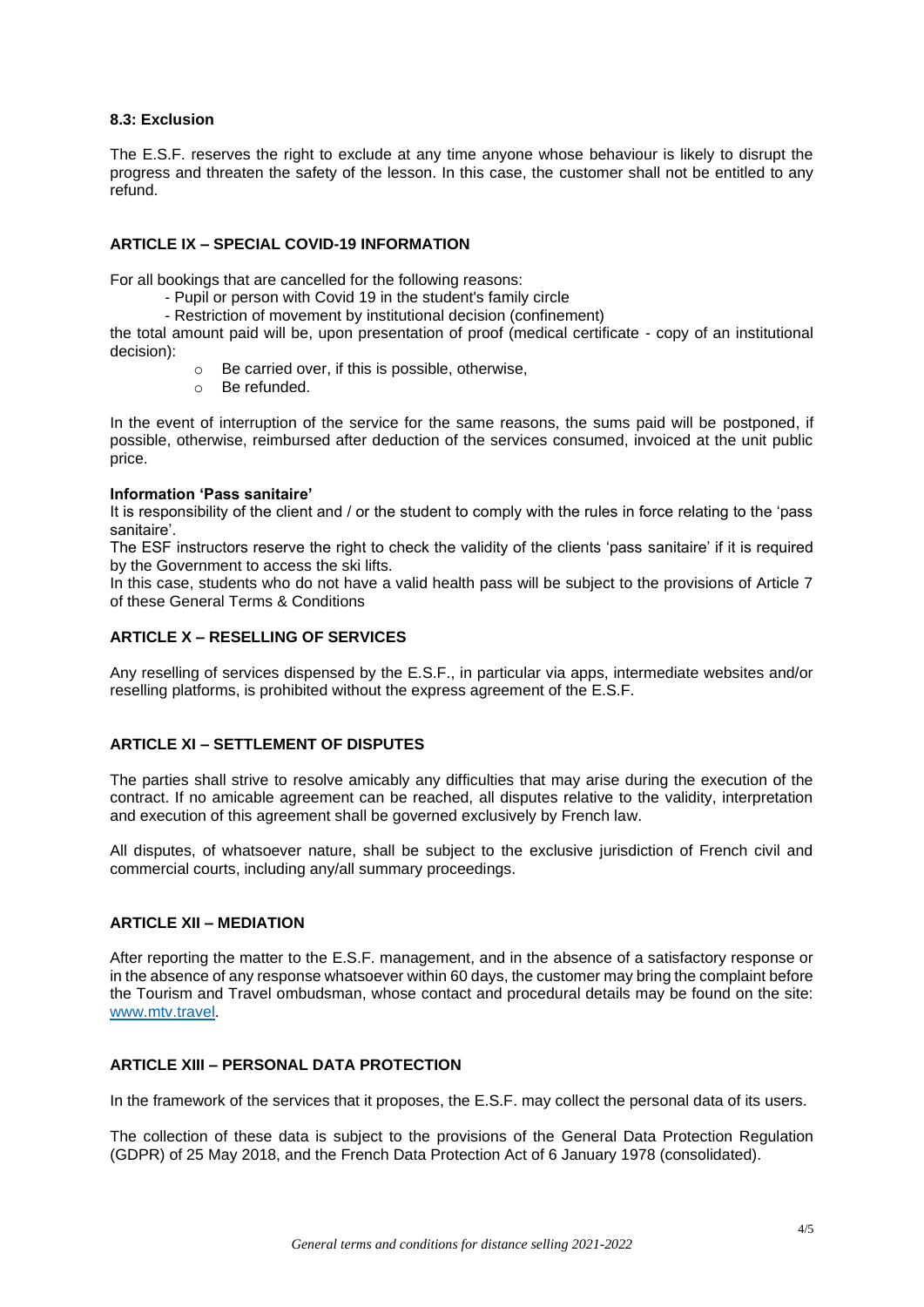### 8.3: Exclusion

The E.S.F. reserves the right to exclude at any time anyone whose behaviour is likely to disrupt the progress and threaten the safety of the lesson. In this case, the customer shall not be entitled to any refund.

## ARTICLE IX – SPECIAL COVID-19 INFORMATION

For all bookings that are cancelled for the following reasons:

- Pupil or person with Covid 19 in the student's family circle
- Restriction of movement by institutional decision (confinement)

the total amount paid will be, upon presentation of proof (medical certificate - copy of an institutional decision):

- Be carried over, if this is possible, otherwise,
- Be refunded.

In the event of interruption of the service for the same reasons, the sums paid will be postponed, if possible, otherwise, reimbursed after deduction of the services consumed, invoiced at the unit public price.

**Information 'Pass sanitaire'**

It is responsibility of the client and / or the student to comply with the rules in force relating to the 'pass sanitaire'.

The ESF instructors reserve the right to check the validity of the clients 'pass sanitaire' if it is required by the Government to access the ski lifts.

In this case, students who do not have a valid health pass will be subject to the provisions of Article 7 of these General Terms & Conditions

## ARTICLE X – RESELLING OF SERVICES

Any reselling of services dispensed by the E.S.F., in particular via apps, intermediate websites and/or reselling platforms, is prohibited without the express agreement of the E.S.F.

## ARTICLE XI – SETTLEMENT OF DISPUTES

The parties shall strive to resolve amicably any difficulties that may arise during the execution of the contract. If no amicable agreement can be reached, all disputes relative to the validity, interpretation and execution of this agreement shall be governed exclusively by French law.

All disputes, of whatsoever nature, shall be subject to the exclusive jurisdiction of French civil and commercial courts, including any/all summary proceedings.

## ARTICLE XII – MEDIATION

After reporting the matter to the E.S.F. management, and in the absence of a satisfactory response or in the absence of any response whatsoever within 60 days, the customer may bring the complaint before the Tourism and Travel ombudsman, whose contact and procedural details may be found on the site: www.mtv.travel.

## ARTICLE XIII – PERSONAL DATA PROTECTION

In the framework of the services that it proposes, the E.S.F. may collect the personal data of its users.

The collection of these data is subject to the provisions of the General Data Protection Regulation (GDPR) of 25 May 2018, and the French Data Protection Act of 6 January 1978 (consolidated).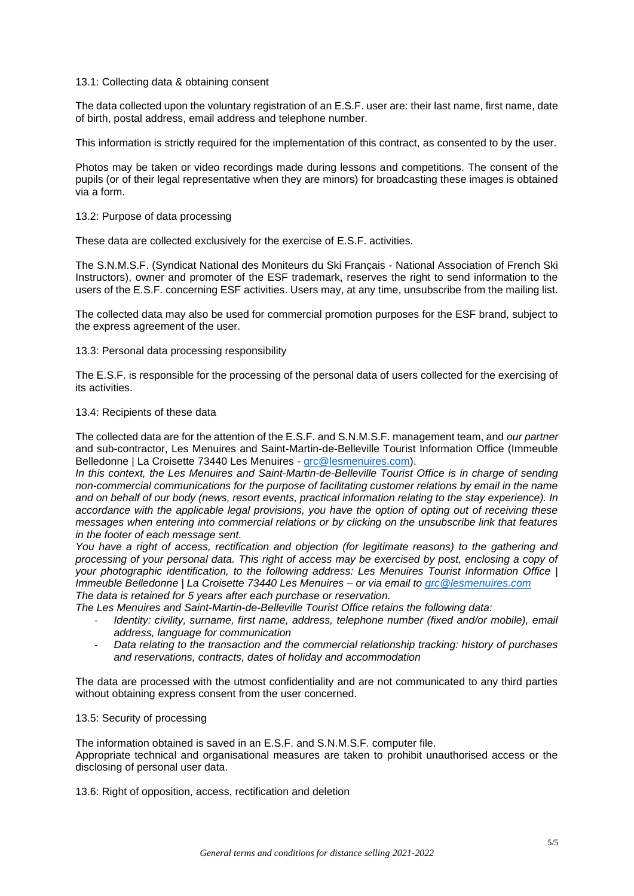### 13.1: Collecting data & obtaining consent

The data collected upon the voluntary registration of an E.S.F. user are: their last name, first name, date of birth, postal address, email address and telephone number.

This information is strictly required for the implementation of this contract, as consented to by the user.

Photos may be taken or video recordings made during lessons and competitions. The consent of the pupils (or of their legal representative when they are minors) for broadcasting these images is obtained via a form.

### 13.2: Purpose of data processing

These data are collected exclusively for the exercise of E.S.F. activities.

The S.N.M.S.F. (Syndicat National des Moniteurs du Ski Français - National Association of French Ski Instructors), owner and promoter of the ESF trademark, reserves the right to send information to the users of the E.S.F. concerning ESF activities. Users may, at any time, unsubscribe from the mailing list.

The collected data may also be used for commercial promotion purposes for the ESF brand, subject to the express agreement of the user.

### 13.3: Personal data processing responsibility

The E.S.F. is responsible for the processing of the personal data of users collected for the exercising of its activities.

### 13.4: Recipients of these data

The collected data are for the attention of the E.S.F. and S.N.M.S.F. management team, and *our partner* and sub-contractor, Les Menuires and Saint-Martin-de-Belleville Tourist Information Office (Immeuble Belledonne | La Croisette 73440 Les Menuires - grc@lesmenuires.com).

*In this context, the Les Menuires and Saint-Martin-de-Belleville Tourist Office is in charge of sending non-commercial communications for the purpose of facilitating customer relations by email in the name and on behalf of our body (news, resort events, practical information relating to the stay experience). In accordance with the applicable legal provisions, you have the option of opting out of receiving these messages when entering into commercial relations or by clicking on the unsubscribe link that features in the footer of each message sent.*

*You have a right of access, rectification and objection (for legitimate reasons) to the gathering and processing of your personal data. This right of access may be exercised by post, enclosing a copy of your photographic identification, to the following address: Les Menuires Tourist Information Office | Immeuble Belledonne | La Croisette 73440 Les Menuires – or via email to grc@lesmenuires.com*

*The data is retained for 5 years after each purchase or reservation.*

*The Les Menuires and Saint-Martin-de-Belleville Tourist Office retains the following data:*

- *Identity: civility, surname, first name, address, telephone number (fixed and/or mobile), email address, language for communication*
- *Data relating to the transaction and the commercial relationship tracking: history of purchases and reservations, contracts, dates of holiday and accommodation*

The data are processed with the utmost confidentiality and are not communicated to any third parties without obtaining express consent from the user concerned.

### 13.5: Security of processing

The information obtained is saved in an E.S.F. and S.N.M.S.F. computer file.
Appropriate technical and organisational measures are taken to prohibit unauthorised access or the disclosing of personal user data.

### 13.6: Right of opposition, access, rectification and deletion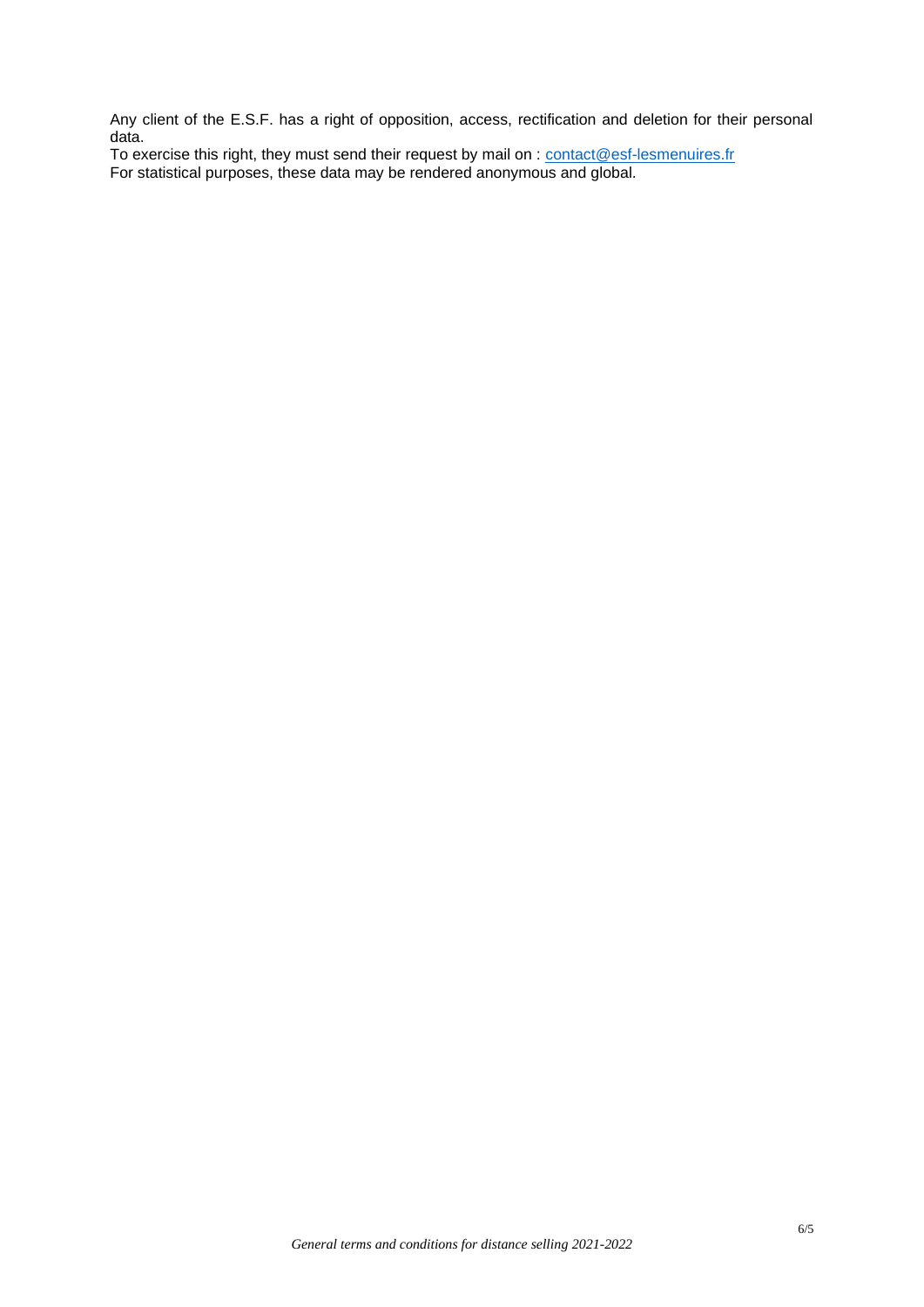Any client of the E.S.F. has a right of opposition, access, rectification and deletion for their personal data.

To exercise this right, they must send their request by mail on : contact@esf-lesmenuires.fr

For statistical purposes, these data may be rendered anonymous and global.